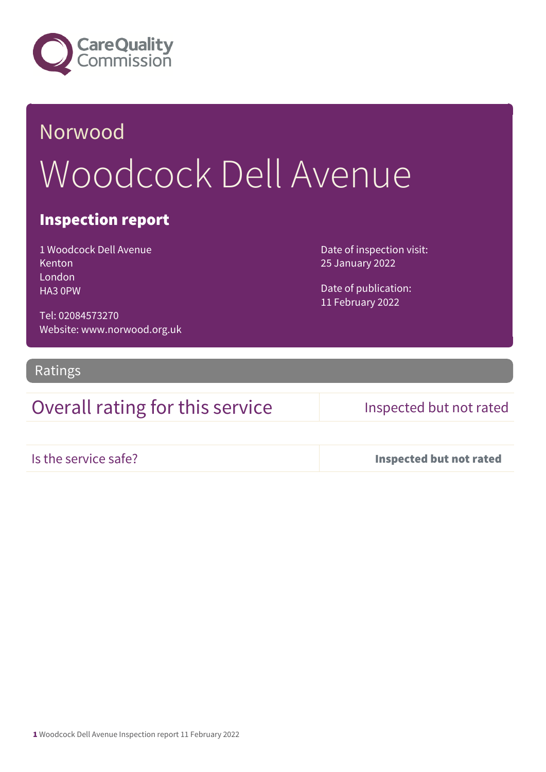Care Quality Commission

# Norwood

# Woodcock Dell Avenue

## Inspection report

1 Woodcock Dell Avenue
Kenton
London
HA3 0PW

Tel: 02084573270
Website: www.norwood.org.uk

Date of inspection visit:
25 January 2022

Date of publication:
11 February 2022

## Ratings

| Overall rating for this service | Inspected but not rated |
| --- | --- |
| Is the service safe? | **Inspected but not rated** |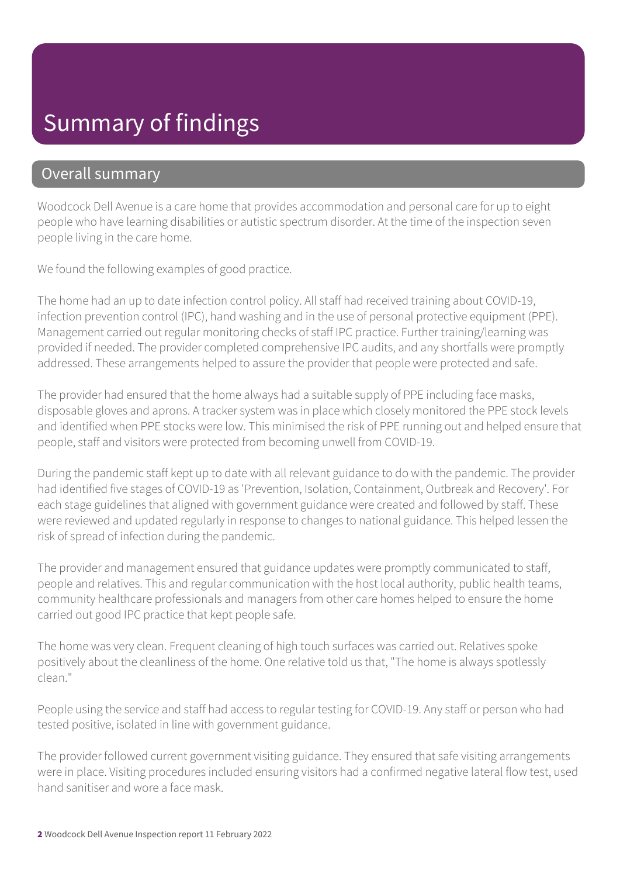# Summary of findings

## Overall summary

Woodcock Dell Avenue is a care home that provides accommodation and personal care for up to eight people who have learning disabilities or autistic spectrum disorder. At the time of the inspection seven people living in the care home.

We found the following examples of good practice.

The home had an up to date infection control policy. All staff had received training about COVID-19, infection prevention control (IPC), hand washing and in the use of personal protective equipment (PPE). Management carried out regular monitoring checks of staff IPC practice. Further training/learning was provided if needed. The provider completed comprehensive IPC audits, and any shortfalls were promptly addressed. These arrangements helped to assure the provider that people were protected and safe.

The provider had ensured that the home always had a suitable supply of PPE including face masks, disposable gloves and aprons. A tracker system was in place which closely monitored the PPE stock levels and identified when PPE stocks were low. This minimised the risk of PPE running out and helped ensure that people, staff and visitors were protected from becoming unwell from COVID-19.

During the pandemic staff kept up to date with all relevant guidance to do with the pandemic. The provider had identified five stages of COVID-19 as 'Prevention, Isolation, Containment, Outbreak and Recovery'. For each stage guidelines that aligned with government guidance were created and followed by staff. These were reviewed and updated regularly in response to changes to national guidance. This helped lessen the risk of spread of infection during the pandemic.

The provider and management ensured that guidance updates were promptly communicated to staff, people and relatives. This and regular communication with the host local authority, public health teams, community healthcare professionals and managers from other care homes helped to ensure the home carried out good IPC practice that kept people safe.

The home was very clean. Frequent cleaning of high touch surfaces was carried out. Relatives spoke positively about the cleanliness of the home. One relative told us that, "The home is always spotlessly clean."

People using the service and staff had access to regular testing for COVID-19. Any staff or person who had tested positive, isolated in line with government guidance.

The provider followed current government visiting guidance. They ensured that safe visiting arrangements were in place. Visiting procedures included ensuring visitors had a confirmed negative lateral flow test, used hand sanitiser and wore a face mask.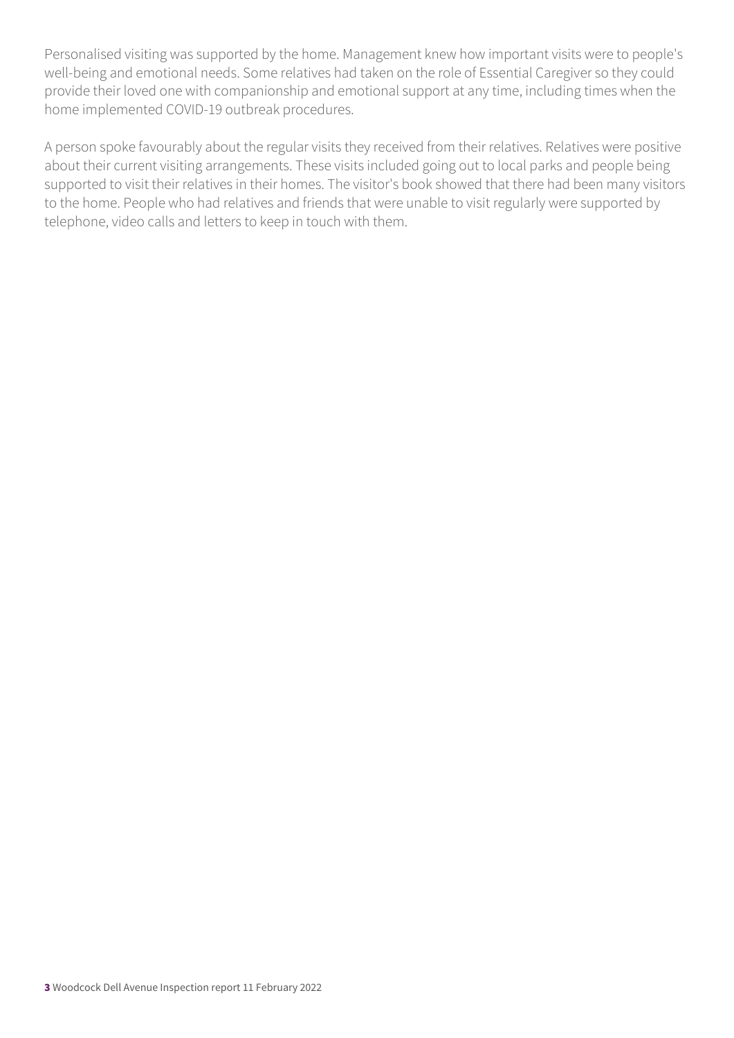Personalised visiting was supported by the home. Management knew how important visits were to people's well-being and emotional needs. Some relatives had taken on the role of Essential Caregiver so they could provide their loved one with companionship and emotional support at any time, including times when the home implemented COVID-19 outbreak procedures.

A person spoke favourably about the regular visits they received from their relatives. Relatives were positive about their current visiting arrangements. These visits included going out to local parks and people being supported to visit their relatives in their homes. The visitor's book showed that there had been many visitors to the home. People who had relatives and friends that were unable to visit regularly were supported by telephone, video calls and letters to keep in touch with them.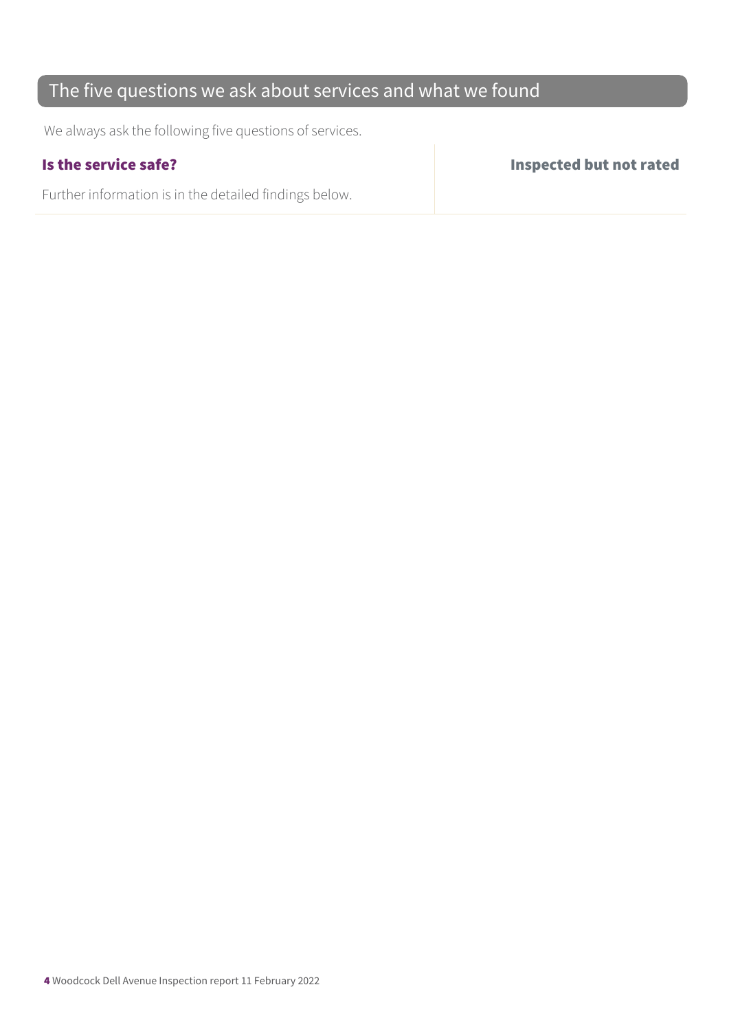## The five questions we ask about services and what we found

We always ask the following five questions of services.

| **Is the service safe?** | **Inspected but not rated** |
| --- | --- |
| Further information is in the detailed findings below. | |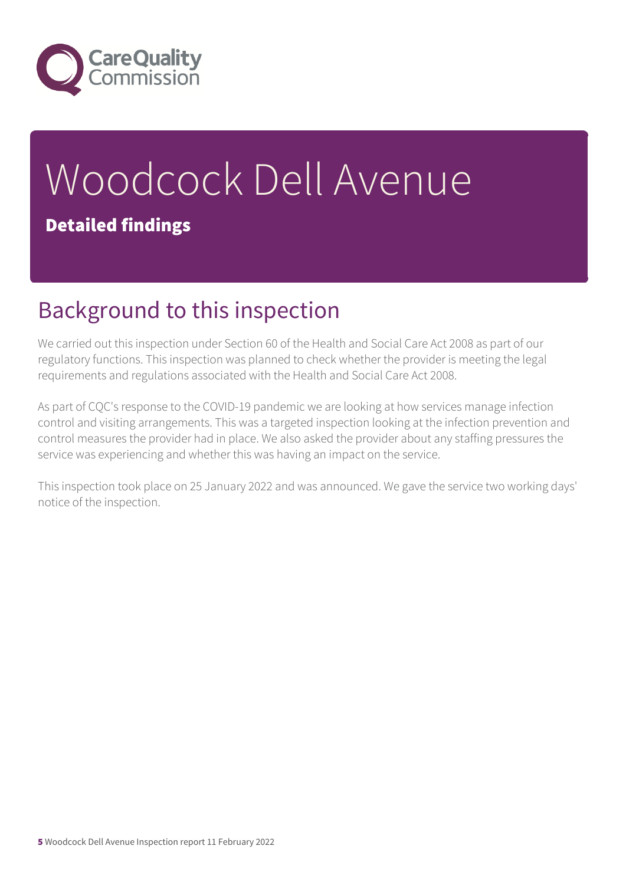# Woodcock Dell Avenue

**Detailed findings**

## Background to this inspection

We carried out this inspection under Section 60 of the Health and Social Care Act 2008 as part of our regulatory functions. This inspection was planned to check whether the provider is meeting the legal requirements and regulations associated with the Health and Social Care Act 2008.

As part of CQC's response to the COVID-19 pandemic we are looking at how services manage infection control and visiting arrangements. This was a targeted inspection looking at the infection prevention and control measures the provider had in place. We also asked the provider about any staffing pressures the service was experiencing and whether this was having an impact on the service.

This inspection took place on 25 January 2022 and was announced. We gave the service two working days' notice of the inspection.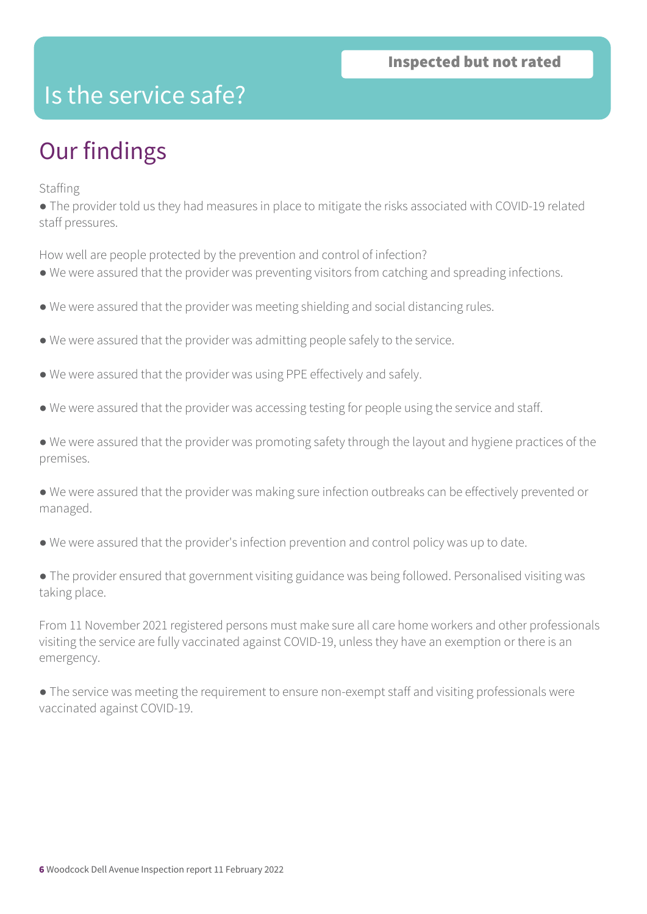# Is the service safe?

**Inspected but not rated**

## Our findings

Staffing

- The provider told us they had measures in place to mitigate the risks associated with COVID-19 related staff pressures.

How well are people protected by the prevention and control of infection?

- We were assured that the provider was preventing visitors from catching and spreading infections.
- We were assured that the provider was meeting shielding and social distancing rules.
- We were assured that the provider was admitting people safely to the service.
- We were assured that the provider was using PPE effectively and safely.
- We were assured that the provider was accessing testing for people using the service and staff.
- We were assured that the provider was promoting safety through the layout and hygiene practices of the premises.
- We were assured that the provider was making sure infection outbreaks can be effectively prevented or managed.
- We were assured that the provider's infection prevention and control policy was up to date.
- The provider ensured that government visiting guidance was being followed. Personalised visiting was taking place.

From 11 November 2021 registered persons must make sure all care home workers and other professionals visiting the service are fully vaccinated against COVID-19, unless they have an exemption or there is an emergency.

- The service was meeting the requirement to ensure non-exempt staff and visiting professionals were vaccinated against COVID-19.